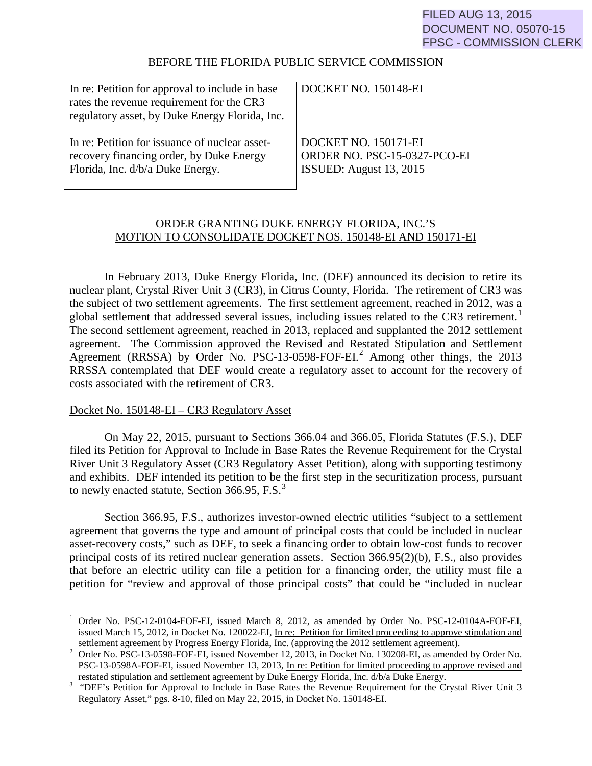FILED AUG 13, 2015
DOCUMENT NO. 05070-15
FPSC - COMMISSION CLERK

BEFORE THE FLORIDA PUBLIC SERVICE COMMISSION

| | |
|---|---|
| In re: Petition for approval to include in base rates the revenue requirement for the CR3 regulatory asset, by Duke Energy Florida, Inc. | DOCKET NO. 150148-EI |
| In re: Petition for issuance of nuclear asset-recovery financing order, by Duke Energy Florida, Inc. d/b/a Duke Energy. | DOCKET NO. 150171-EI<br>ORDER NO. PSC-15-0327-PCO-EI<br>ISSUED: August 13, 2015 |

ORDER GRANTING DUKE ENERGY FLORIDA, INC.'S MOTION TO CONSOLIDATE DOCKET NOS. 150148-EI AND 150171-EI

In February 2013, Duke Energy Florida, Inc. (DEF) announced its decision to retire its nuclear plant, Crystal River Unit 3 (CR3), in Citrus County, Florida. The retirement of CR3 was the subject of two settlement agreements. The first settlement agreement, reached in 2012, was a global settlement that addressed several issues, including issues related to the CR3 retirement.[1] The second settlement agreement, reached in 2013, replaced and supplanted the 2012 settlement agreement. The Commission approved the Revised and Restated Stipulation and Settlement Agreement (RRSSA) by Order No. PSC-13-0598-FOF-EI.[2] Among other things, the 2013 RRSSA contemplated that DEF would create a regulatory asset to account for the recovery of costs associated with the retirement of CR3.

Docket No. 150148-EI – CR3 Regulatory Asset

On May 22, 2015, pursuant to Sections 366.04 and 366.05, Florida Statutes (F.S.), DEF filed its Petition for Approval to Include in Base Rates the Revenue Requirement for the Crystal River Unit 3 Regulatory Asset (CR3 Regulatory Asset Petition), along with supporting testimony and exhibits. DEF intended its petition to be the first step in the securitization process, pursuant to newly enacted statute, Section 366.95, F.S.[3]

Section 366.95, F.S., authorizes investor-owned electric utilities "subject to a settlement agreement that governs the type and amount of principal costs that could be included in nuclear asset-recovery costs," such as DEF, to seek a financing order to obtain low-cost funds to recover principal costs of its retired nuclear generation assets. Section 366.95(2)(b), F.S., also provides that before an electric utility can file a petition for a financing order, the utility must file a petition for "review and approval of those principal costs" that could be "included in nuclear

---

[1] Order No. PSC-12-0104-FOF-EI, issued March 8, 2012, as amended by Order No. PSC-12-0104A-FOF-EI, issued March 15, 2012, in Docket No. 120022-EI, In re: Petition for limited proceeding to approve stipulation and settlement agreement by Progress Energy Florida, Inc. (approving the 2012 settlement agreement).

[2] Order No. PSC-13-0598-FOF-EI, issued November 12, 2013, in Docket No. 130208-EI, as amended by Order No. PSC-13-0598A-FOF-EI, issued November 13, 2013, In re: Petition for limited proceeding to approve revised and restated stipulation and settlement agreement by Duke Energy Florida, Inc. d/b/a Duke Energy.

[3] "DEF's Petition for Approval to Include in Base Rates the Revenue Requirement for the Crystal River Unit 3 Regulatory Asset," pgs. 8-10, filed on May 22, 2015, in Docket No. 150148-EI.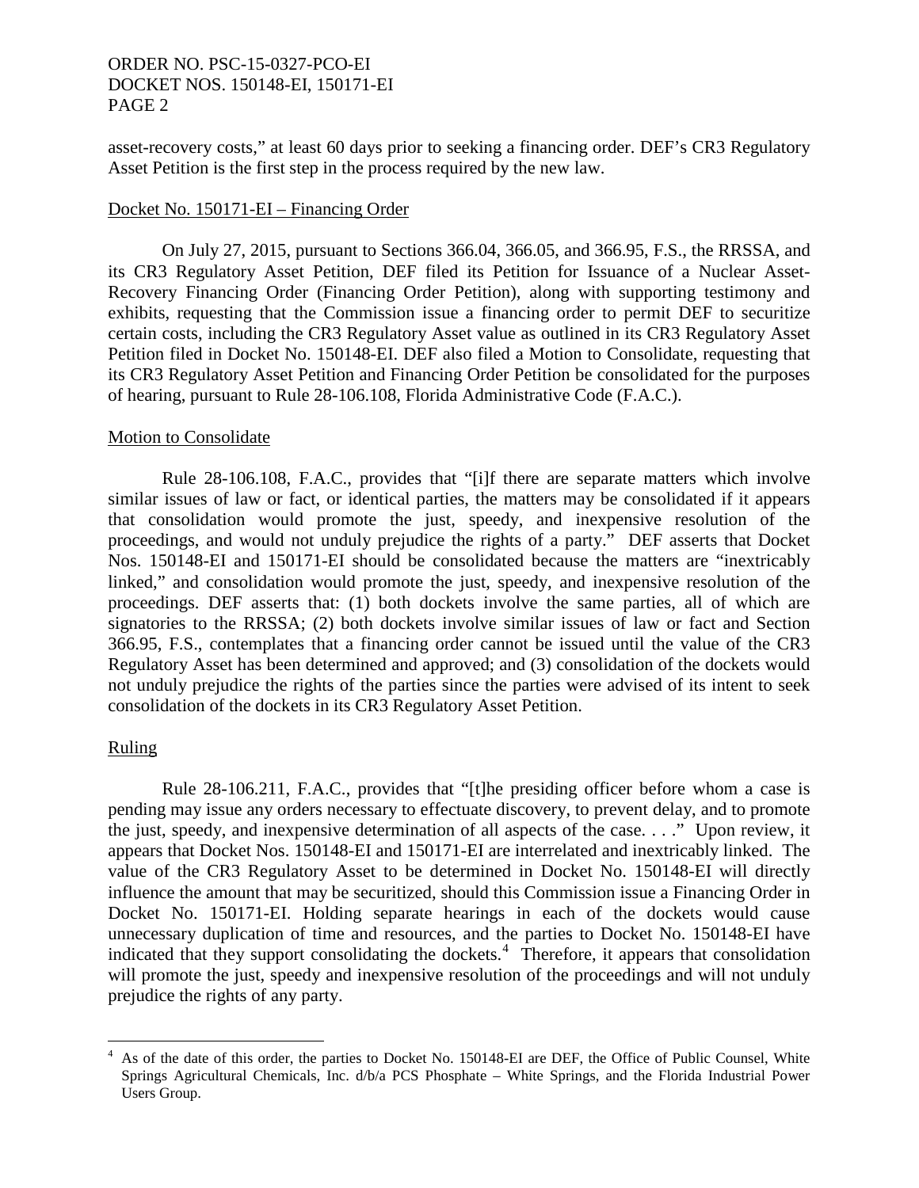asset-recovery costs," at least 60 days prior to seeking a financing order. DEF's CR3 Regulatory Asset Petition is the first step in the process required by the new law.

Docket No. 150171-EI – Financing Order

On July 27, 2015, pursuant to Sections 366.04, 366.05, and 366.95, F.S., the RRSSA, and its CR3 Regulatory Asset Petition, DEF filed its Petition for Issuance of a Nuclear Asset-Recovery Financing Order (Financing Order Petition), along with supporting testimony and exhibits, requesting that the Commission issue a financing order to permit DEF to securitize certain costs, including the CR3 Regulatory Asset value as outlined in its CR3 Regulatory Asset Petition filed in Docket No. 150148-EI. DEF also filed a Motion to Consolidate, requesting that its CR3 Regulatory Asset Petition and Financing Order Petition be consolidated for the purposes of hearing, pursuant to Rule 28-106.108, Florida Administrative Code (F.A.C.).

Motion to Consolidate

Rule 28-106.108, F.A.C., provides that "[i]f there are separate matters which involve similar issues of law or fact, or identical parties, the matters may be consolidated if it appears that consolidation would promote the just, speedy, and inexpensive resolution of the proceedings, and would not unduly prejudice the rights of a party." DEF asserts that Docket Nos. 150148-EI and 150171-EI should be consolidated because the matters are "inextricably linked," and consolidation would promote the just, speedy, and inexpensive resolution of the proceedings. DEF asserts that: (1) both dockets involve the same parties, all of which are signatories to the RRSSA; (2) both dockets involve similar issues of law or fact and Section 366.95, F.S., contemplates that a financing order cannot be issued until the value of the CR3 Regulatory Asset has been determined and approved; and (3) consolidation of the dockets would not unduly prejudice the rights of the parties since the parties were advised of its intent to seek consolidation of the dockets in its CR3 Regulatory Asset Petition.

Ruling

Rule 28-106.211, F.A.C., provides that "[t]he presiding officer before whom a case is pending may issue any orders necessary to effectuate discovery, to prevent delay, and to promote the just, speedy, and inexpensive determination of all aspects of the case. . . ." Upon review, it appears that Docket Nos. 150148-EI and 150171-EI are interrelated and inextricably linked. The value of the CR3 Regulatory Asset to be determined in Docket No. 150148-EI will directly influence the amount that may be securitized, should this Commission issue a Financing Order in Docket No. 150171-EI. Holding separate hearings in each of the dockets would cause unnecessary duplication of time and resources, and the parties to Docket No. 150148-EI have indicated that they support consolidating the dockets.[4] Therefore, it appears that consolidation will promote the just, speedy and inexpensive resolution of the proceedings and will not unduly prejudice the rights of any party.

[4] As of the date of this order, the parties to Docket No. 150148-EI are DEF, the Office of Public Counsel, White Springs Agricultural Chemicals, Inc. d/b/a PCS Phosphate – White Springs, and the Florida Industrial Power Users Group.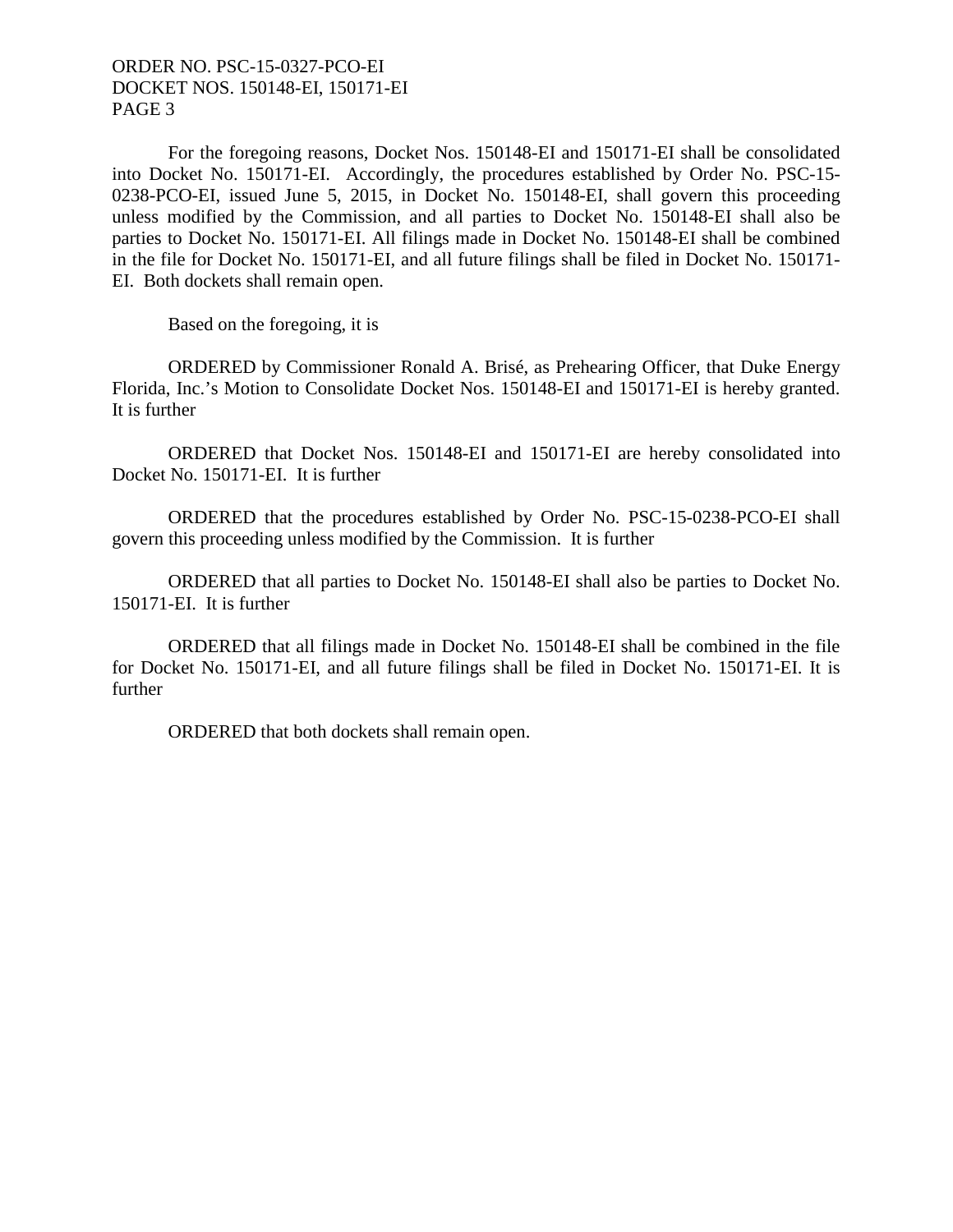For the foregoing reasons, Docket Nos. 150148-EI and 150171-EI shall be consolidated into Docket No. 150171-EI. Accordingly, the procedures established by Order No. PSC-15-0238-PCO-EI, issued June 5, 2015, in Docket No. 150148-EI, shall govern this proceeding unless modified by the Commission, and all parties to Docket No. 150148-EI shall also be parties to Docket No. 150171-EI. All filings made in Docket No. 150148-EI shall be combined in the file for Docket No. 150171-EI, and all future filings shall be filed in Docket No. 150171-EI. Both dockets shall remain open.

Based on the foregoing, it is

ORDERED by Commissioner Ronald A. Brisé, as Prehearing Officer, that Duke Energy Florida, Inc.'s Motion to Consolidate Docket Nos. 150148-EI and 150171-EI is hereby granted. It is further

ORDERED that Docket Nos. 150148-EI and 150171-EI are hereby consolidated into Docket No. 150171-EI. It is further

ORDERED that the procedures established by Order No. PSC-15-0238-PCO-EI shall govern this proceeding unless modified by the Commission. It is further

ORDERED that all parties to Docket No. 150148-EI shall also be parties to Docket No. 150171-EI. It is further

ORDERED that all filings made in Docket No. 150148-EI shall be combined in the file for Docket No. 150171-EI, and all future filings shall be filed in Docket No. 150171-EI. It is further

ORDERED that both dockets shall remain open.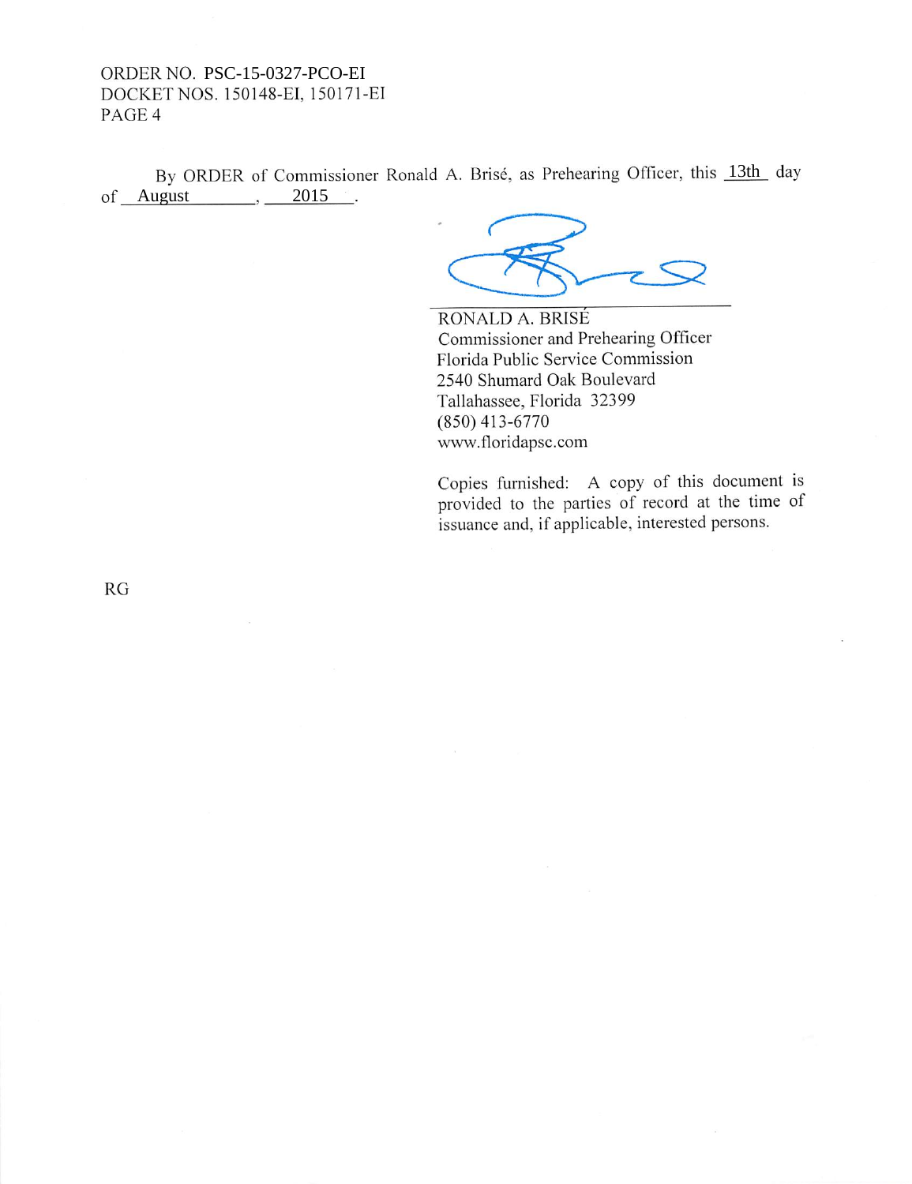By ORDER of Commissioner Ronald A. Brisé, as Prehearing Officer, this 13th day of August, 2015.

RONALD A. BRISÉ
Commissioner and Prehearing Officer
Florida Public Service Commission
2540 Shumard Oak Boulevard
Tallahassee, Florida 32399
(850) 413-6770
www.floridapsc.com

Copies furnished: A copy of this document is provided to the parties of record at the time of issuance and, if applicable, interested persons.

RG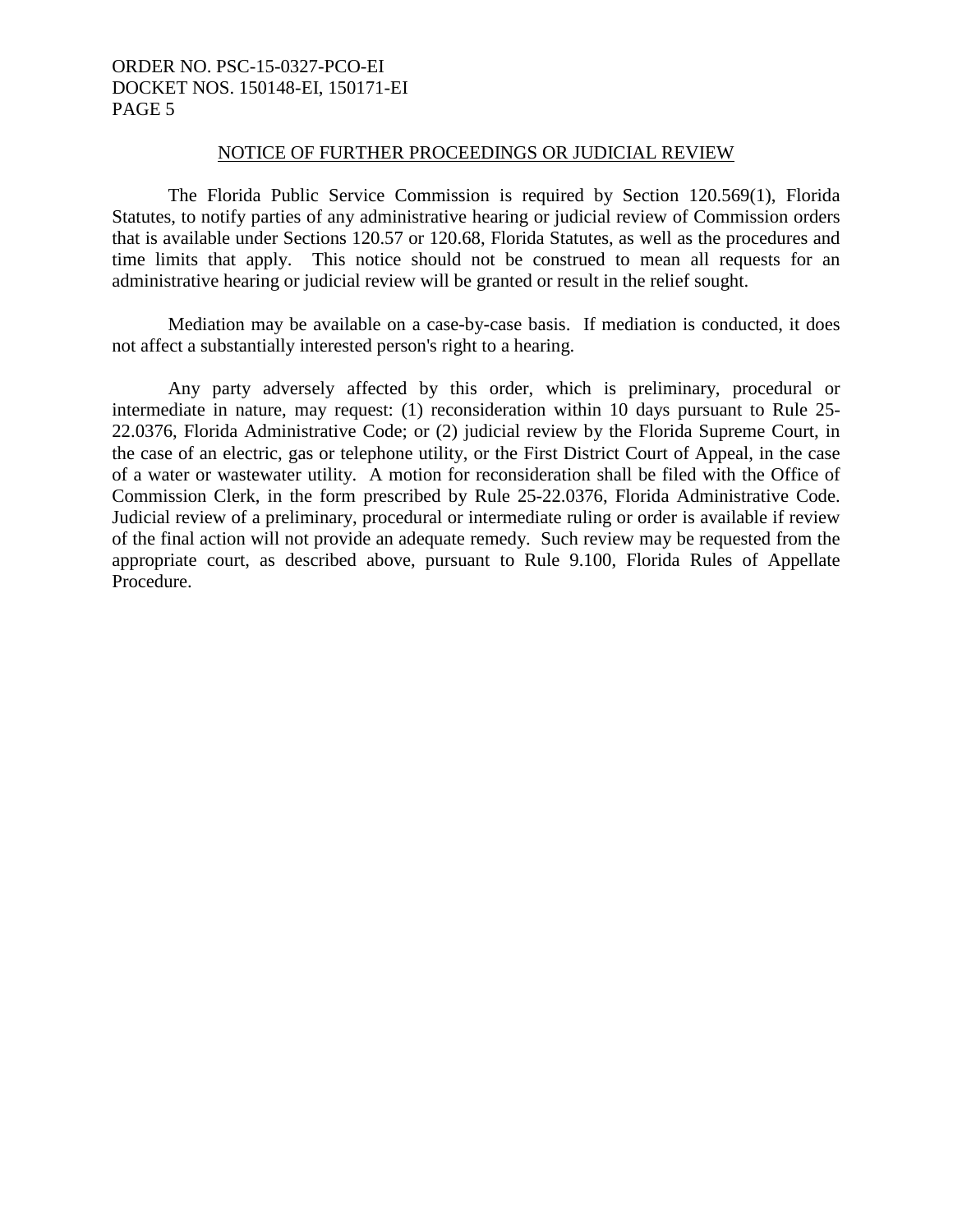## NOTICE OF FURTHER PROCEEDINGS OR JUDICIAL REVIEW

The Florida Public Service Commission is required by Section 120.569(1), Florida Statutes, to notify parties of any administrative hearing or judicial review of Commission orders that is available under Sections 120.57 or 120.68, Florida Statutes, as well as the procedures and time limits that apply. This notice should not be construed to mean all requests for an administrative hearing or judicial review will be granted or result in the relief sought.

Mediation may be available on a case-by-case basis. If mediation is conducted, it does not affect a substantially interested person's right to a hearing.

Any party adversely affected by this order, which is preliminary, procedural or intermediate in nature, may request: (1) reconsideration within 10 days pursuant to Rule 25-22.0376, Florida Administrative Code; or (2) judicial review by the Florida Supreme Court, in the case of an electric, gas or telephone utility, or the First District Court of Appeal, in the case of a water or wastewater utility. A motion for reconsideration shall be filed with the Office of Commission Clerk, in the form prescribed by Rule 25-22.0376, Florida Administrative Code. Judicial review of a preliminary, procedural or intermediate ruling or order is available if review of the final action will not provide an adequate remedy. Such review may be requested from the appropriate court, as described above, pursuant to Rule 9.100, Florida Rules of Appellate Procedure.